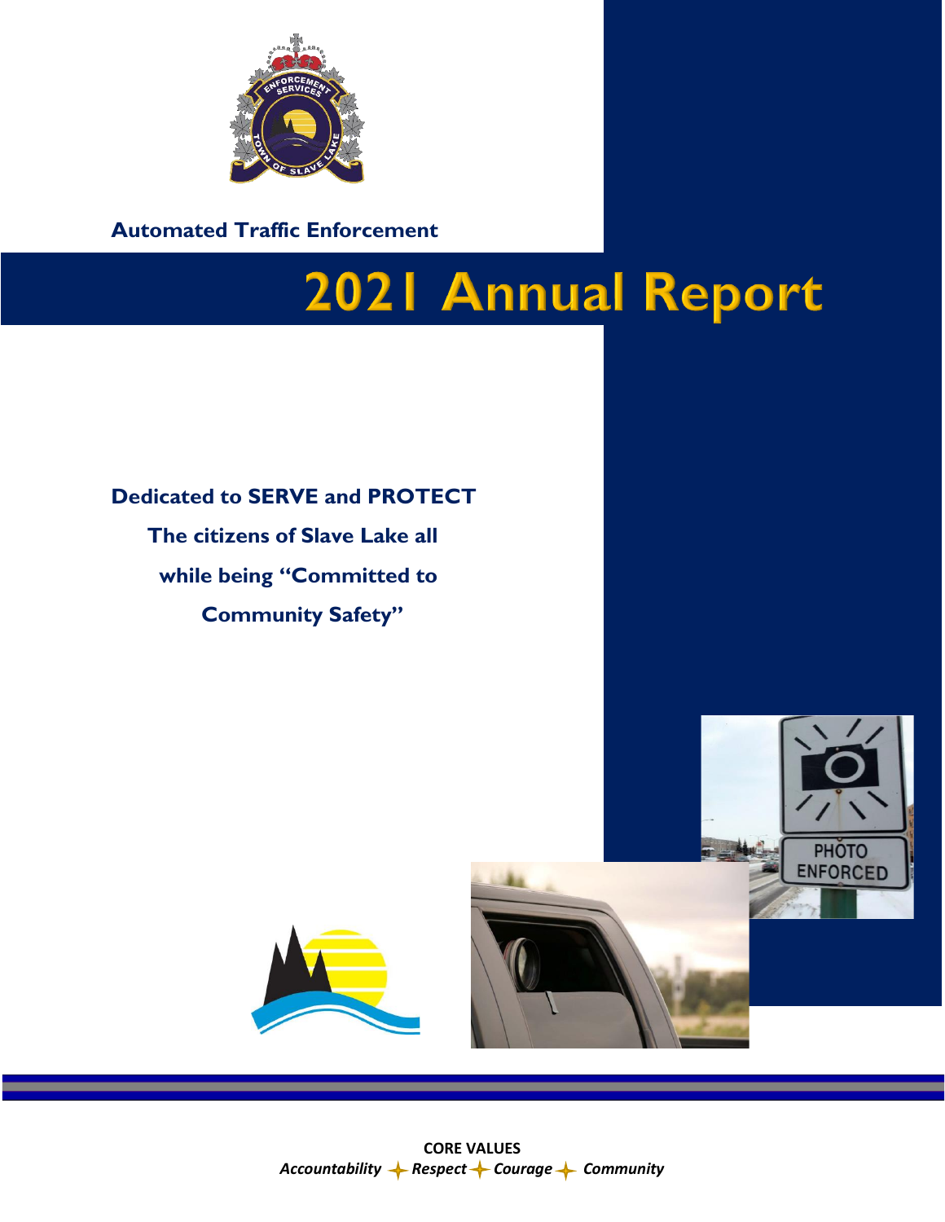**Automated Traffic Enforcement**

# 2021 Annual Report

**Dedicated to SERVE and PROTECT**
**The citizens of Slave Lake all**
**while being "Committed to**
**Community Safety"**

**CORE VALUES**
***Accountability*** ✦ ***Respect*** ✦ ***Courage*** ✦ ***Community***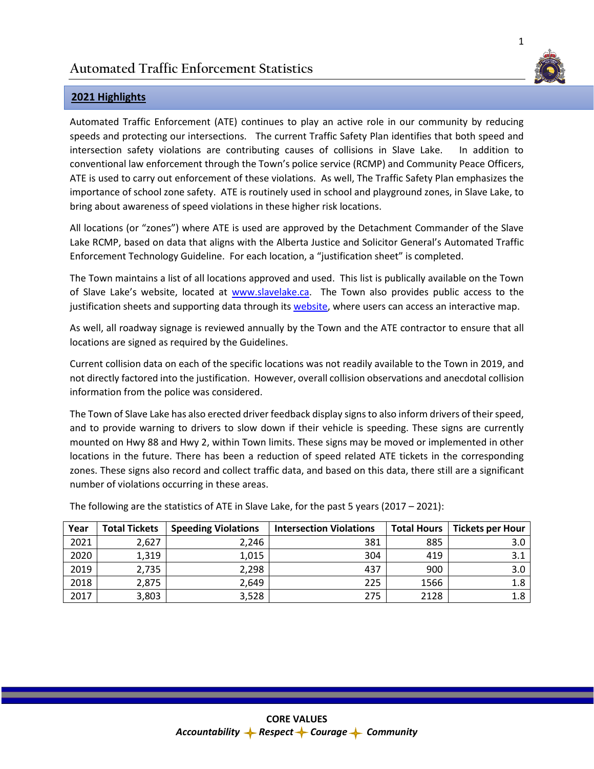# Automated Traffic Enforcement Statistics

## 2021 Highlights

Automated Traffic Enforcement (ATE) continues to play an active role in our community by reducing speeds and protecting our intersections. The current Traffic Safety Plan identifies that both speed and intersection safety violations are contributing causes of collisions in Slave Lake. In addition to conventional law enforcement through the Town's police service (RCMP) and Community Peace Officers, ATE is used to carry out enforcement of these violations. As well, The Traffic Safety Plan emphasizes the importance of school zone safety. ATE is routinely used in school and playground zones, in Slave Lake, to bring about awareness of speed violations in these higher risk locations.

All locations (or "zones") where ATE is used are approved by the Detachment Commander of the Slave Lake RCMP, based on data that aligns with the Alberta Justice and Solicitor General's Automated Traffic Enforcement Technology Guideline. For each location, a "justification sheet" is completed.

The Town maintains a list of all locations approved and used. This list is publically available on the Town of Slave Lake's website, located at www.slavelake.ca. The Town also provides public access to the justification sheets and supporting data through its website, where users can access an interactive map.

As well, all roadway signage is reviewed annually by the Town and the ATE contractor to ensure that all locations are signed as required by the Guidelines.

Current collision data on each of the specific locations was not readily available to the Town in 2019, and not directly factored into the justification. However, overall collision observations and anecdotal collision information from the police was considered.

The Town of Slave Lake has also erected driver feedback display signs to also inform drivers of their speed, and to provide warning to drivers to slow down if their vehicle is speeding. These signs are currently mounted on Hwy 88 and Hwy 2, within Town limits. These signs may be moved or implemented in other locations in the future. There has been a reduction of speed related ATE tickets in the corresponding zones. These signs also record and collect traffic data, and based on this data, there still are a significant number of violations occurring in these areas.

The following are the statistics of ATE in Slave Lake, for the past 5 years (2017 – 2021):

| Year | Total Tickets | Speeding Violations | Intersection Violations | Total Hours | Tickets per Hour |
|---|---|---|---|---|---|
| 2021 | 2,627 | 2,246 | 381 | 885 | 3.0 |
| 2020 | 1,319 | 1,015 | 304 | 419 | 3.1 |
| 2019 | 2,735 | 2,298 | 437 | 900 | 3.0 |
| 2018 | 2,875 | 2,649 | 225 | 1566 | 1.8 |
| 2017 | 3,803 | 3,528 | 275 | 2128 | 1.8 |

**CORE VALUES**

***Accountability ✦ Respect ✦ Courage ✦ Community***